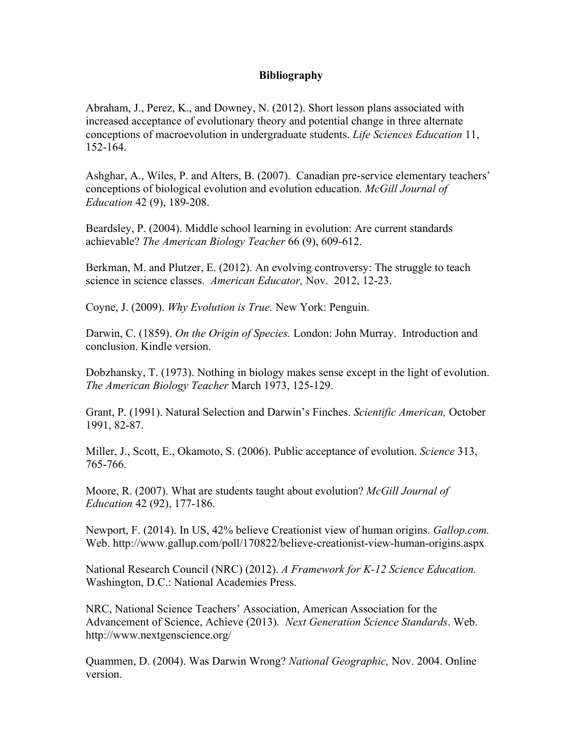**Bibliography**

Abraham, J., Perez, K., and Downey, N. (2012). Short lesson plans associated with increased acceptance of evolutionary theory and potential change in three alternate conceptions of macroevolution in undergraduate students. *Life Sciences Education* 11, 152-164.

Ashghar, A., Wiles, P. and Alters, B. (2007). Canadian pre-service elementary teachers' conceptions of biological evolution and evolution education. *McGill Journal of Education* 42 (9), 189-208.

Beardsley, P. (2004). Middle school learning in evolution: Are current standards achievable? *The American Biology Teacher* 66 (9), 609-612.

Berkman, M. and Plutzer, E. (2012). An evolving controversy: The struggle to teach science in science classes. *American Educator,* Nov. 2012, 12-23.

Coyne, J. (2009). *Why Evolution is True.* New York: Penguin.

Darwin, C. (1859). *On the Origin of Species.* London: John Murray. Introduction and conclusion. Kindle version.

Dobzhansky, T. (1973). Nothing in biology makes sense except in the light of evolution. *The American Biology Teacher* March 1973, 125-129.

Grant, P. (1991). Natural Selection and Darwin's Finches. *Scientific American,* October 1991, 82-87.

Miller, J., Scott, E., Okamoto, S. (2006). Public acceptance of evolution. *Science* 313, 765-766.

Moore, R. (2007). What are students taught about evolution? *McGill Journal of Education* 42 (92), 177-186.

Newport, F. (2014). In US, 42% believe Creationist view of human origins. *Gallop.com.* Web. http://www.gallup.com/poll/170822/believe-creationist-view-human-origins.aspx

National Research Council (NRC) (2012). *A Framework for K-12 Science Education.* Washington, D.C.: National Academies Press.

NRC, National Science Teachers' Association, American Association for the Advancement of Science, Achieve (2013). *Next Generation Science Standards*. Web. http://www.nextgenscience.org/

Quammen, D. (2004). Was Darwin Wrong? *National Geographic,* Nov. 2004. Online version.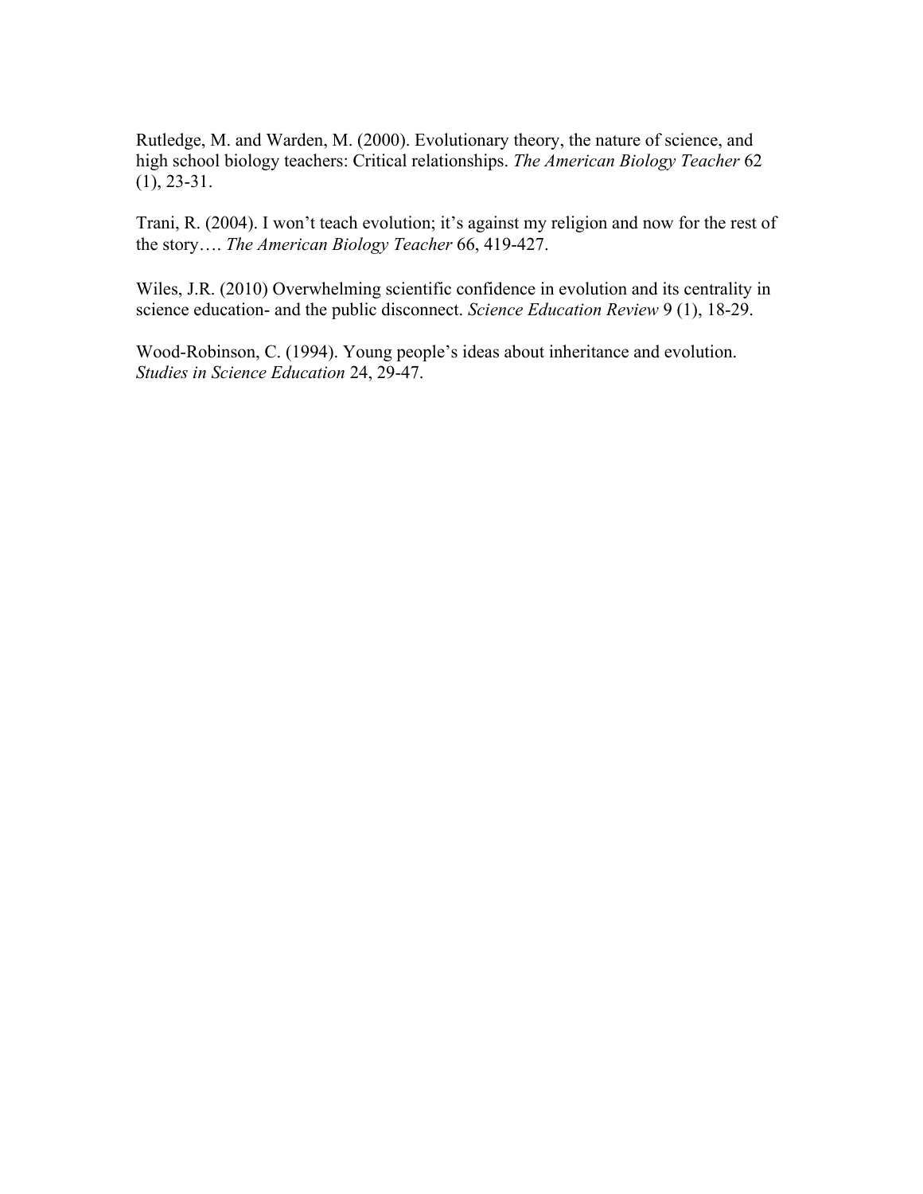Rutledge, M. and Warden, M. (2000). Evolutionary theory, the nature of science, and high school biology teachers: Critical relationships. *The American Biology Teacher* 62 (1), 23-31.

Trani, R. (2004). I won't teach evolution; it's against my religion and now for the rest of the story…. *The American Biology Teacher* 66, 419-427.

Wiles, J.R. (2010) Overwhelming scientific confidence in evolution and its centrality in science education- and the public disconnect. *Science Education Review* 9 (1), 18-29.

Wood-Robinson, C. (1994). Young people's ideas about inheritance and evolution. *Studies in Science Education* 24, 29-47.